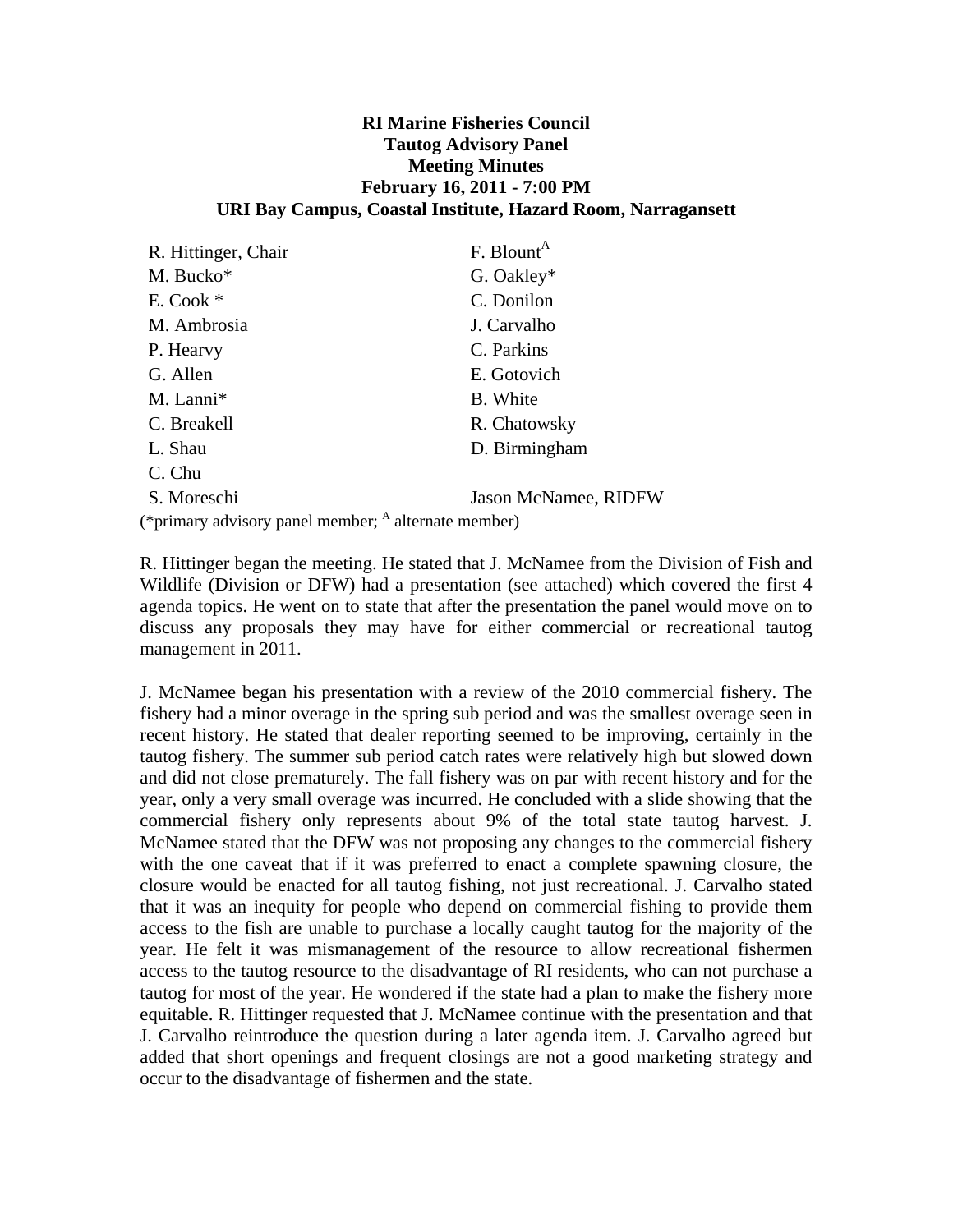**RI Marine Fisheries Council**
**Tautog Advisory Panel**
**Meeting Minutes**
**February 16, 2011 - 7:00 PM**
**URI Bay Campus, Coastal Institute, Hazard Room, Narragansett**

| | |
|---|---|
| R. Hittinger, Chair | F. Blount[A] |
| M. Bucko* | G. Oakley* |
| E. Cook * | C. Donilon |
| M. Ambrosia | J. Carvalho |
| P. Hearvy | C. Parkins |
| G. Allen | E. Gotovich |
| M. Lanni* | B. White |
| C. Breakell | R. Chatowsky |
| L. Shau | D. Birmingham |
| C. Chu | |
| S. Moreschi | Jason McNamee, RIDFW |

(*primary advisory panel member; [A] alternate member)

R. Hittinger began the meeting. He stated that J. McNamee from the Division of Fish and Wildlife (Division or DFW) had a presentation (see attached) which covered the first 4 agenda topics. He went on to state that after the presentation the panel would move on to discuss any proposals they may have for either commercial or recreational tautog management in 2011.

J. McNamee began his presentation with a review of the 2010 commercial fishery. The fishery had a minor overage in the spring sub period and was the smallest overage seen in recent history. He stated that dealer reporting seemed to be improving, certainly in the tautog fishery. The summer sub period catch rates were relatively high but slowed down and did not close prematurely. The fall fishery was on par with recent history and for the year, only a very small overage was incurred. He concluded with a slide showing that the commercial fishery only represents about 9% of the total state tautog harvest. J. McNamee stated that the DFW was not proposing any changes to the commercial fishery with the one caveat that if it was preferred to enact a complete spawning closure, the closure would be enacted for all tautog fishing, not just recreational. J. Carvalho stated that it was an inequity for people who depend on commercial fishing to provide them access to the fish are unable to purchase a locally caught tautog for the majority of the year. He felt it was mismanagement of the resource to allow recreational fishermen access to the tautog resource to the disadvantage of RI residents, who can not purchase a tautog for most of the year. He wondered if the state had a plan to make the fishery more equitable. R. Hittinger requested that J. McNamee continue with the presentation and that J. Carvalho reintroduce the question during a later agenda item. J. Carvalho agreed but added that short openings and frequent closings are not a good marketing strategy and occur to the disadvantage of fishermen and the state.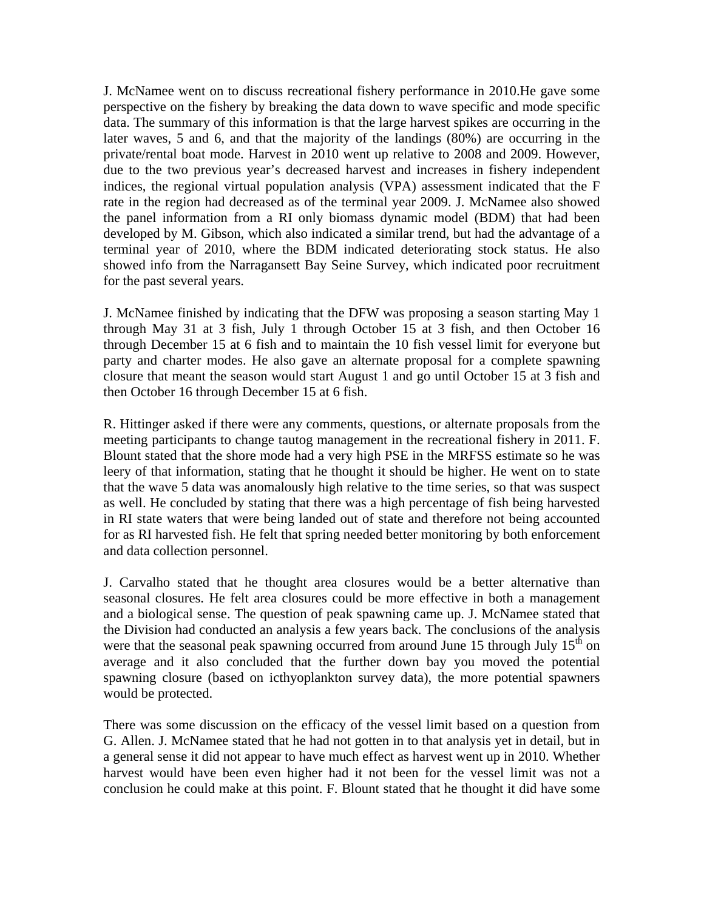J. McNamee went on to discuss recreational fishery performance in 2010.He gave some perspective on the fishery by breaking the data down to wave specific and mode specific data. The summary of this information is that the large harvest spikes are occurring in the later waves, 5 and 6, and that the majority of the landings (80%) are occurring in the private/rental boat mode. Harvest in 2010 went up relative to 2008 and 2009. However, due to the two previous year's decreased harvest and increases in fishery independent indices, the regional virtual population analysis (VPA) assessment indicated that the F rate in the region had decreased as of the terminal year 2009. J. McNamee also showed the panel information from a RI only biomass dynamic model (BDM) that had been developed by M. Gibson, which also indicated a similar trend, but had the advantage of a terminal year of 2010, where the BDM indicated deteriorating stock status. He also showed info from the Narragansett Bay Seine Survey, which indicated poor recruitment for the past several years.

J. McNamee finished by indicating that the DFW was proposing a season starting May 1 through May 31 at 3 fish, July 1 through October 15 at 3 fish, and then October 16 through December 15 at 6 fish and to maintain the 10 fish vessel limit for everyone but party and charter modes. He also gave an alternate proposal for a complete spawning closure that meant the season would start August 1 and go until October 15 at 3 fish and then October 16 through December 15 at 6 fish.

R. Hittinger asked if there were any comments, questions, or alternate proposals from the meeting participants to change tautog management in the recreational fishery in 2011. F. Blount stated that the shore mode had a very high PSE in the MRFSS estimate so he was leery of that information, stating that he thought it should be higher. He went on to state that the wave 5 data was anomalously high relative to the time series, so that was suspect as well. He concluded by stating that there was a high percentage of fish being harvested in RI state waters that were being landed out of state and therefore not being accounted for as RI harvested fish. He felt that spring needed better monitoring by both enforcement and data collection personnel.

J. Carvalho stated that he thought area closures would be a better alternative than seasonal closures. He felt area closures could be more effective in both a management and a biological sense. The question of peak spawning came up. J. McNamee stated that the Division had conducted an analysis a few years back. The conclusions of the analysis were that the seasonal peak spawning occurred from around June 15 through July 15th on average and it also concluded that the further down bay you moved the potential spawning closure (based on icthyoplankton survey data), the more potential spawners would be protected.

There was some discussion on the efficacy of the vessel limit based on a question from G. Allen. J. McNamee stated that he had not gotten in to that analysis yet in detail, but in a general sense it did not appear to have much effect as harvest went up in 2010. Whether harvest would have been even higher had it not been for the vessel limit was not a conclusion he could make at this point. F. Blount stated that he thought it did have some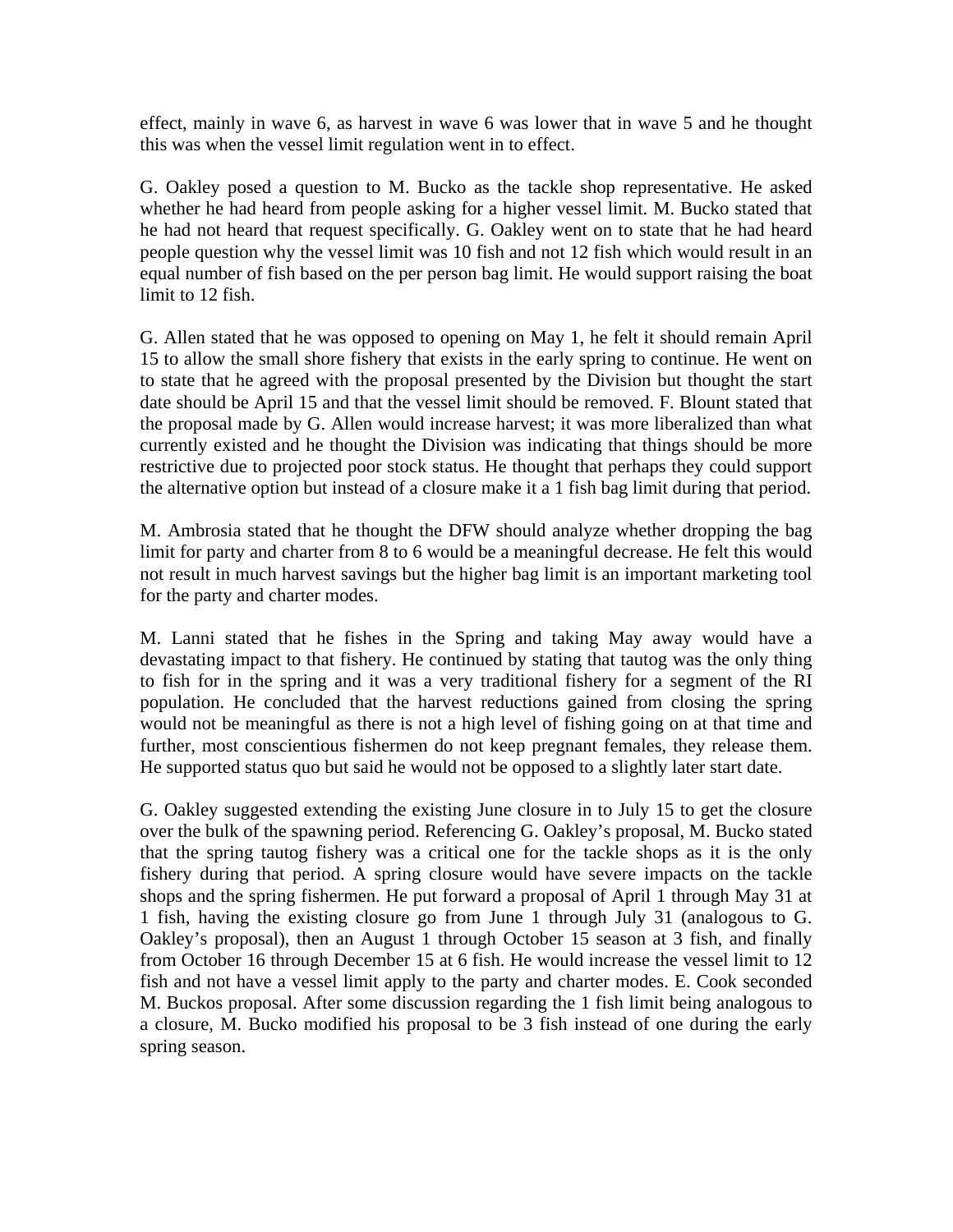effect, mainly in wave 6, as harvest in wave 6 was lower that in wave 5 and he thought this was when the vessel limit regulation went in to effect.

G. Oakley posed a question to M. Bucko as the tackle shop representative. He asked whether he had heard from people asking for a higher vessel limit. M. Bucko stated that he had not heard that request specifically. G. Oakley went on to state that he had heard people question why the vessel limit was 10 fish and not 12 fish which would result in an equal number of fish based on the per person bag limit. He would support raising the boat limit to 12 fish.

G. Allen stated that he was opposed to opening on May 1, he felt it should remain April 15 to allow the small shore fishery that exists in the early spring to continue. He went on to state that he agreed with the proposal presented by the Division but thought the start date should be April 15 and that the vessel limit should be removed. F. Blount stated that the proposal made by G. Allen would increase harvest; it was more liberalized than what currently existed and he thought the Division was indicating that things should be more restrictive due to projected poor stock status. He thought that perhaps they could support the alternative option but instead of a closure make it a 1 fish bag limit during that period.

M. Ambrosia stated that he thought the DFW should analyze whether dropping the bag limit for party and charter from 8 to 6 would be a meaningful decrease. He felt this would not result in much harvest savings but the higher bag limit is an important marketing tool for the party and charter modes.

M. Lanni stated that he fishes in the Spring and taking May away would have a devastating impact to that fishery. He continued by stating that tautog was the only thing to fish for in the spring and it was a very traditional fishery for a segment of the RI population. He concluded that the harvest reductions gained from closing the spring would not be meaningful as there is not a high level of fishing going on at that time and further, most conscientious fishermen do not keep pregnant females, they release them. He supported status quo but said he would not be opposed to a slightly later start date.

G. Oakley suggested extending the existing June closure in to July 15 to get the closure over the bulk of the spawning period. Referencing G. Oakley's proposal, M. Bucko stated that the spring tautog fishery was a critical one for the tackle shops as it is the only fishery during that period. A spring closure would have severe impacts on the tackle shops and the spring fishermen. He put forward a proposal of April 1 through May 31 at 1 fish, having the existing closure go from June 1 through July 31 (analogous to G. Oakley's proposal), then an August 1 through October 15 season at 3 fish, and finally from October 16 through December 15 at 6 fish. He would increase the vessel limit to 12 fish and not have a vessel limit apply to the party and charter modes. E. Cook seconded M. Buckos proposal. After some discussion regarding the 1 fish limit being analogous to a closure, M. Bucko modified his proposal to be 3 fish instead of one during the early spring season.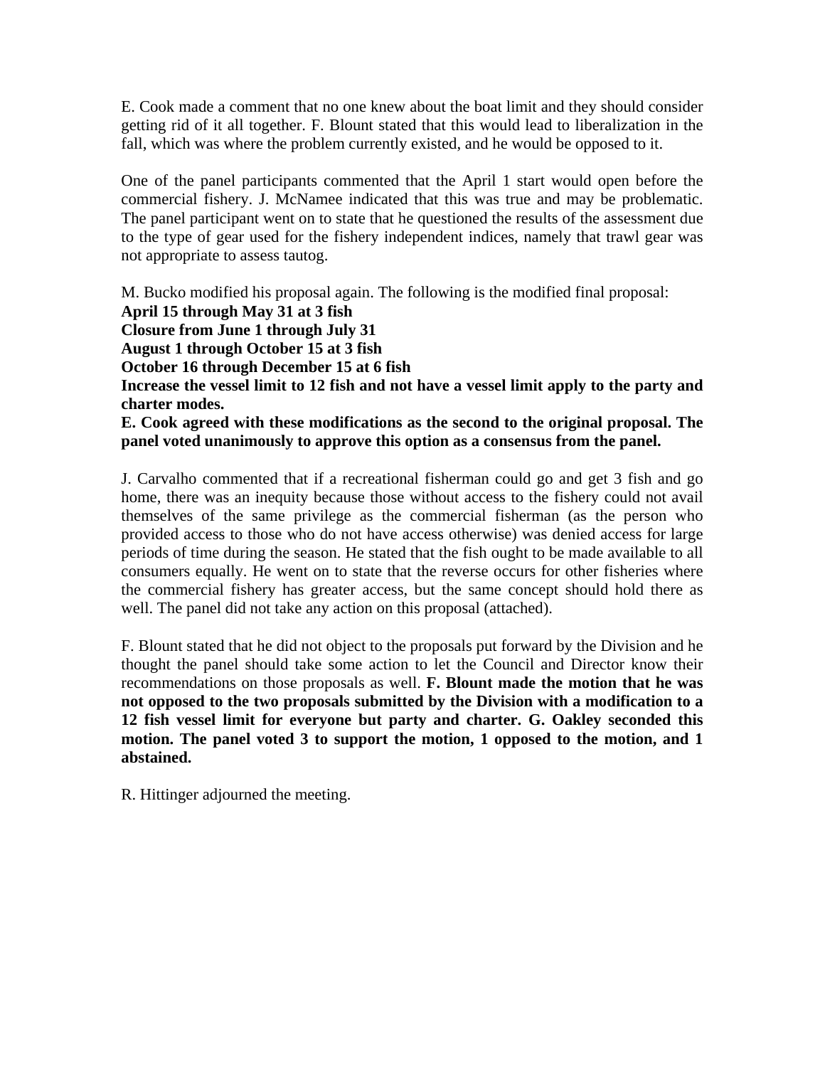E. Cook made a comment that no one knew about the boat limit and they should consider getting rid of it all together. F. Blount stated that this would lead to liberalization in the fall, which was where the problem currently existed, and he would be opposed to it.

One of the panel participants commented that the April 1 start would open before the commercial fishery. J. McNamee indicated that this was true and may be problematic. The panel participant went on to state that he questioned the results of the assessment due to the type of gear used for the fishery independent indices, namely that trawl gear was not appropriate to assess tautog.

M. Bucko modified his proposal again. The following is the modified final proposal:
**April 15 through May 31 at 3 fish**
**Closure from June 1 through July 31**
**August 1 through October 15 at 3 fish**
**October 16 through December 15 at 6 fish**
**Increase the vessel limit to 12 fish and not have a vessel limit apply to the party and charter modes.**
**E. Cook agreed with these modifications as the second to the original proposal. The panel voted unanimously to approve this option as a consensus from the panel.**

J. Carvalho commented that if a recreational fisherman could go and get 3 fish and go home, there was an inequity because those without access to the fishery could not avail themselves of the same privilege as the commercial fisherman (as the person who provided access to those who do not have access otherwise) was denied access for large periods of time during the season. He stated that the fish ought to be made available to all consumers equally. He went on to state that the reverse occurs for other fisheries where the commercial fishery has greater access, but the same concept should hold there as well. The panel did not take any action on this proposal (attached).

F. Blount stated that he did not object to the proposals put forward by the Division and he thought the panel should take some action to let the Council and Director know their recommendations on those proposals as well. **F. Blount made the motion that he was not opposed to the two proposals submitted by the Division with a modification to a 12 fish vessel limit for everyone but party and charter. G. Oakley seconded this motion. The panel voted 3 to support the motion, 1 opposed to the motion, and 1 abstained.**

R. Hittinger adjourned the meeting.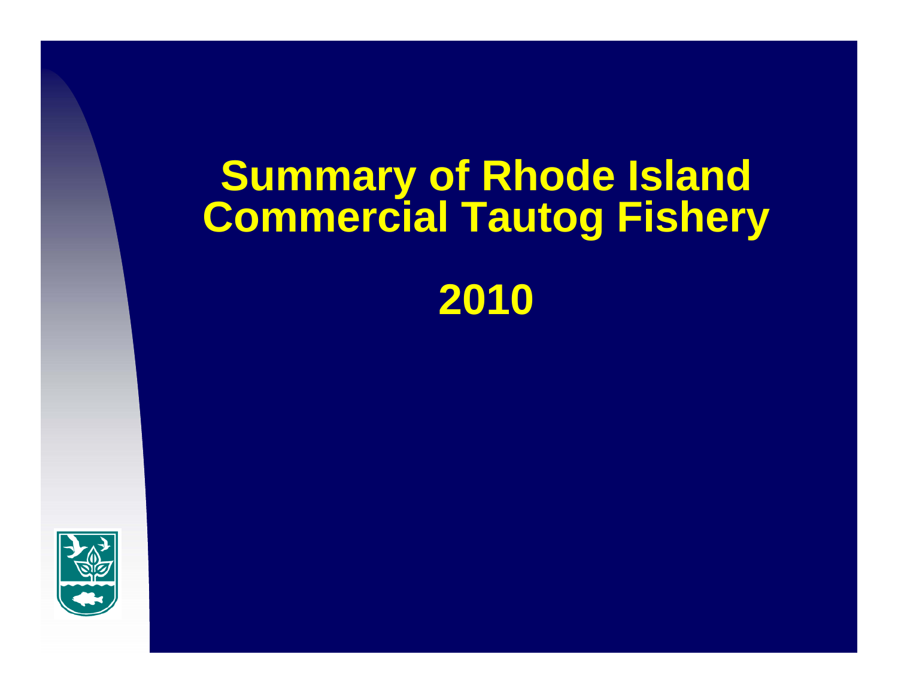# Summary of Rhode Island Commercial Tautog Fishery

# 2010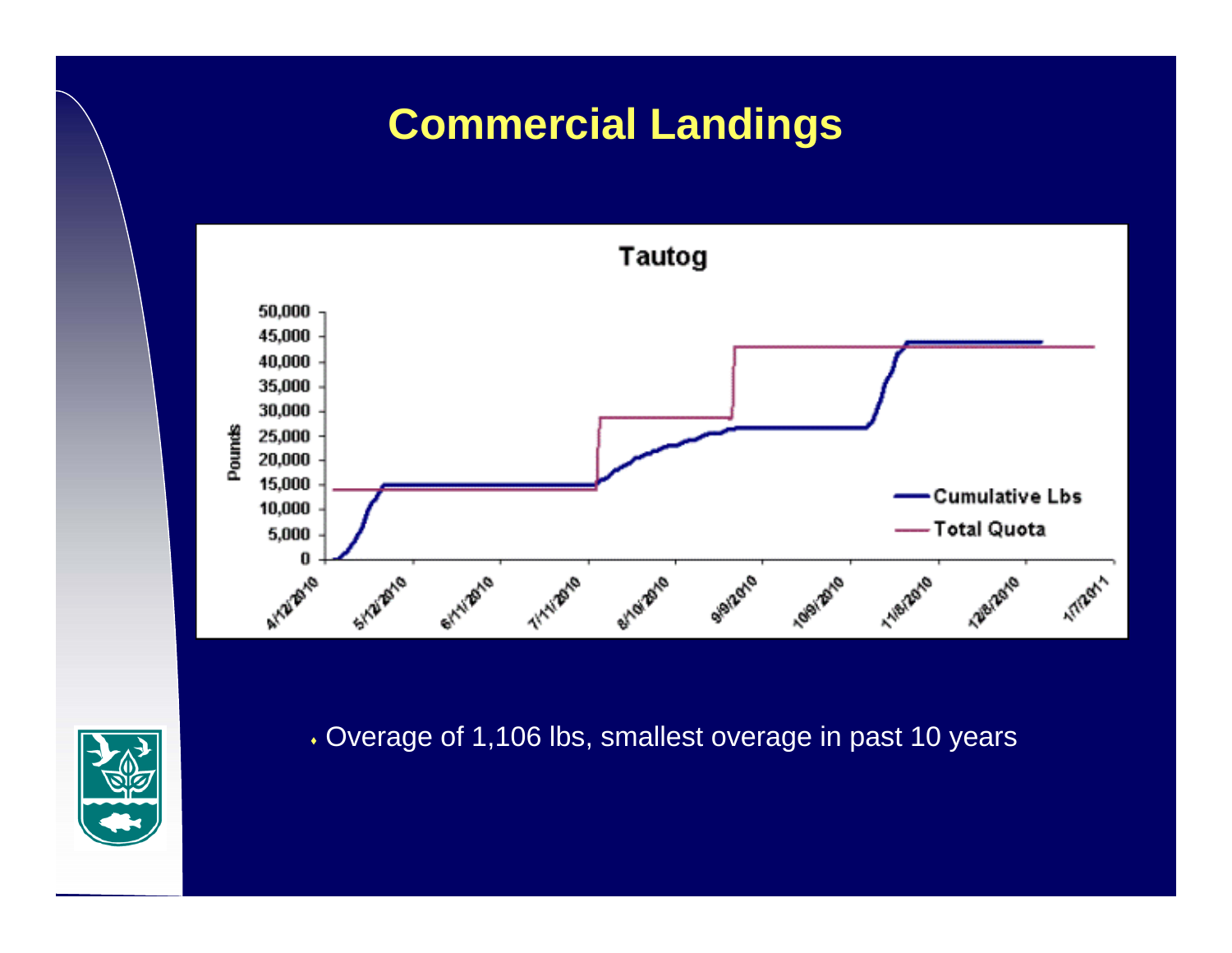# Commercial Landings

- Overage of 1,106 lbs, smallest overage in past 10 years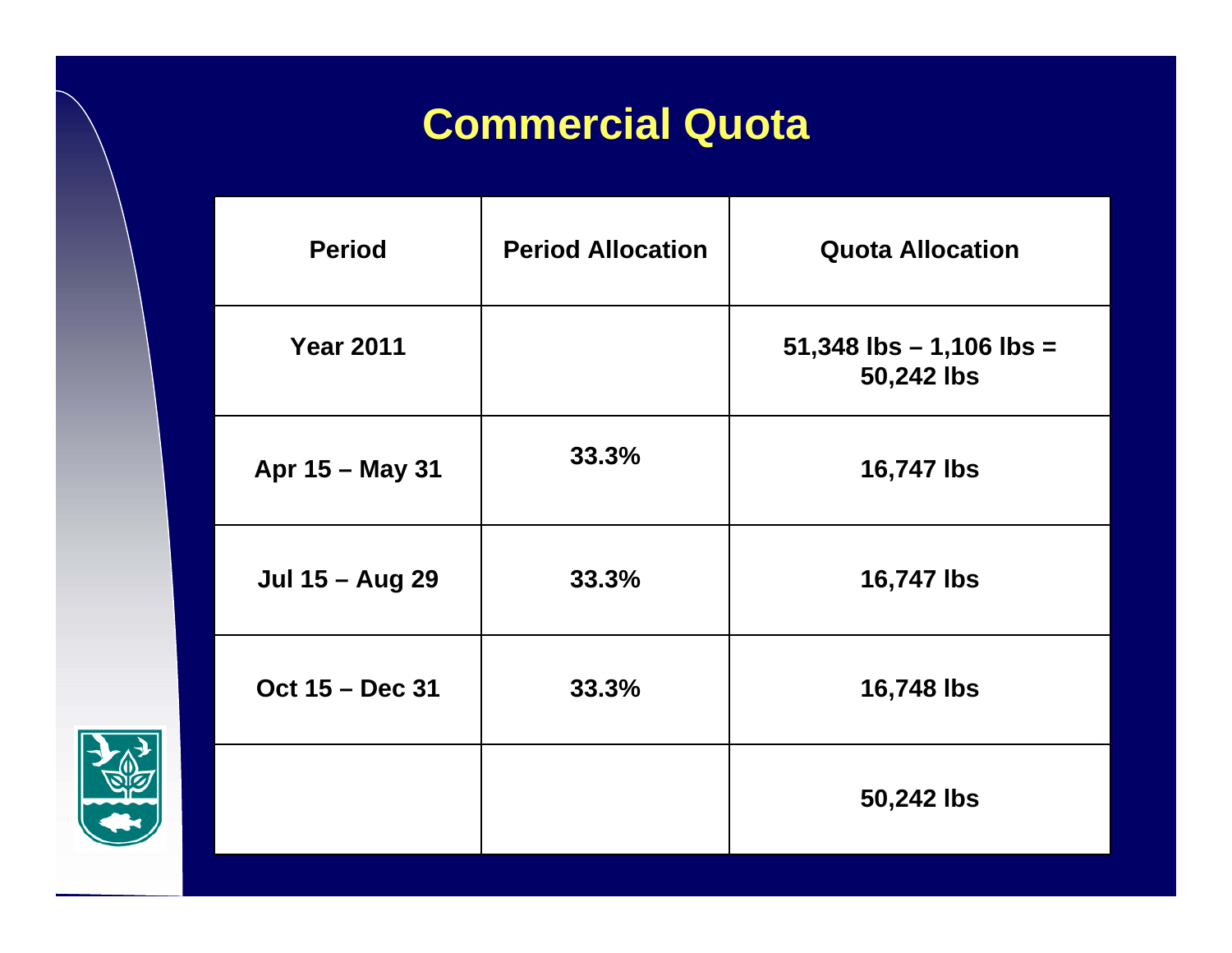# Commercial Quota

| Period | Period Allocation | Quota Allocation |
|---|---|---|
| Year 2011 | | 51,348 lbs – 1,106 lbs = 50,242 lbs |
| Apr 15 – May 31 | 33.3% | 16,747 lbs |
| Jul 15 – Aug 29 | 33.3% | 16,747 lbs |
| Oct 15 – Dec 31 | 33.3% | 16,748 lbs |
| | | 50,242 lbs |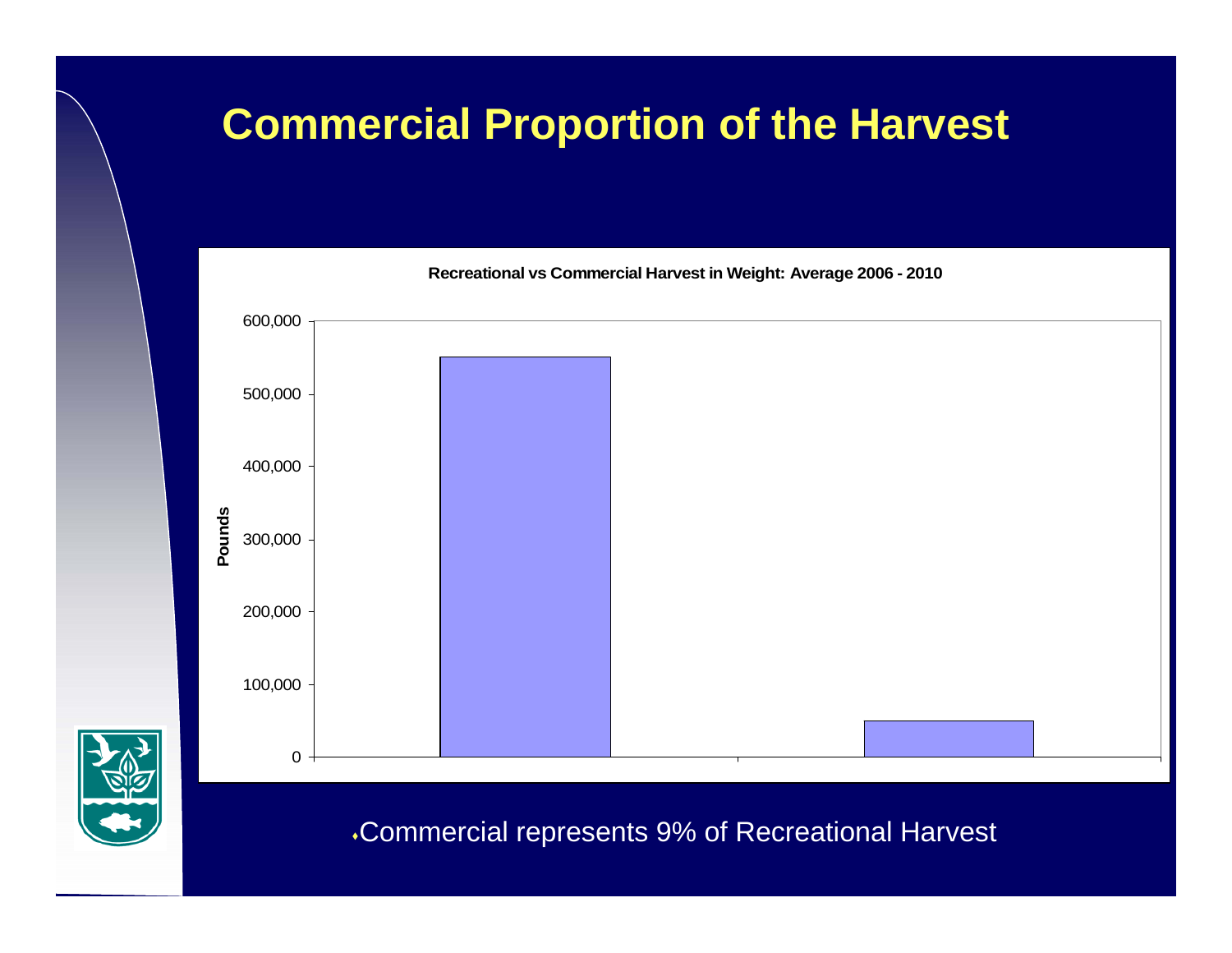# Commercial Proportion of the Harvest

**Recreational vs Commercial Harvest in Weight: Average 2006 - 2010**

- Commercial represents 9% of Recreational Harvest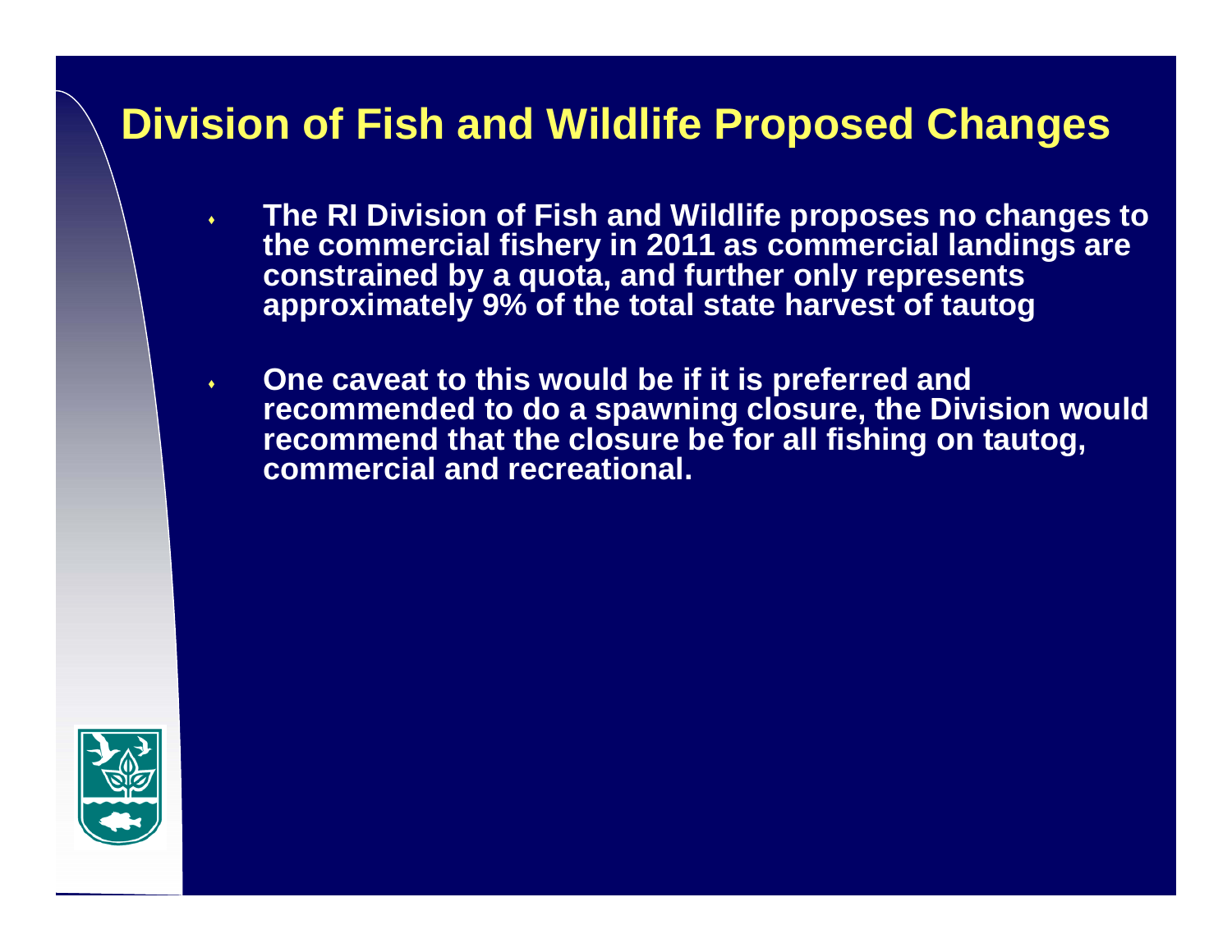# Division of Fish and Wildlife Proposed Changes

- **The RI Division of Fish and Wildlife proposes no changes to the commercial fishery in 2011 as commercial landings are constrained by a quota, and further only represents approximately 9% of the total state harvest of tautog**
- **One caveat to this would be if it is preferred and recommended to do a spawning closure, the Division would recommend that the closure be for all fishing on tautog, commercial and recreational.**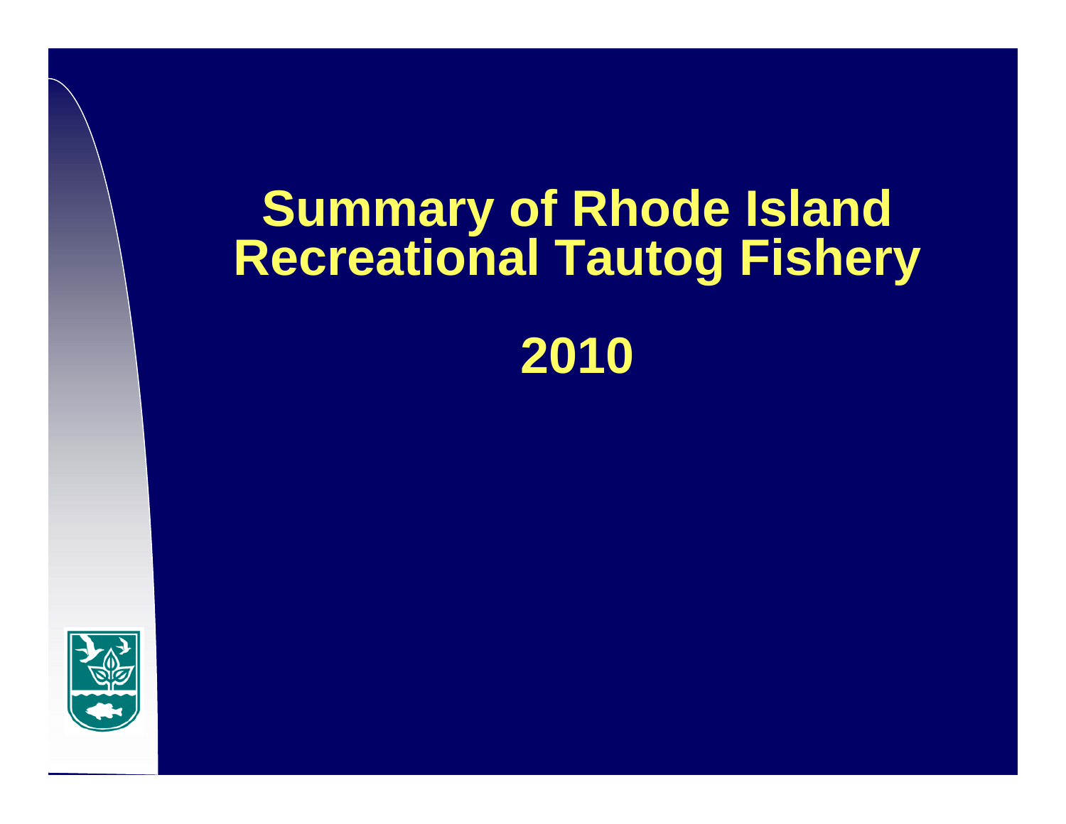# Summary of Rhode Island Recreational Tautog Fishery

# 2010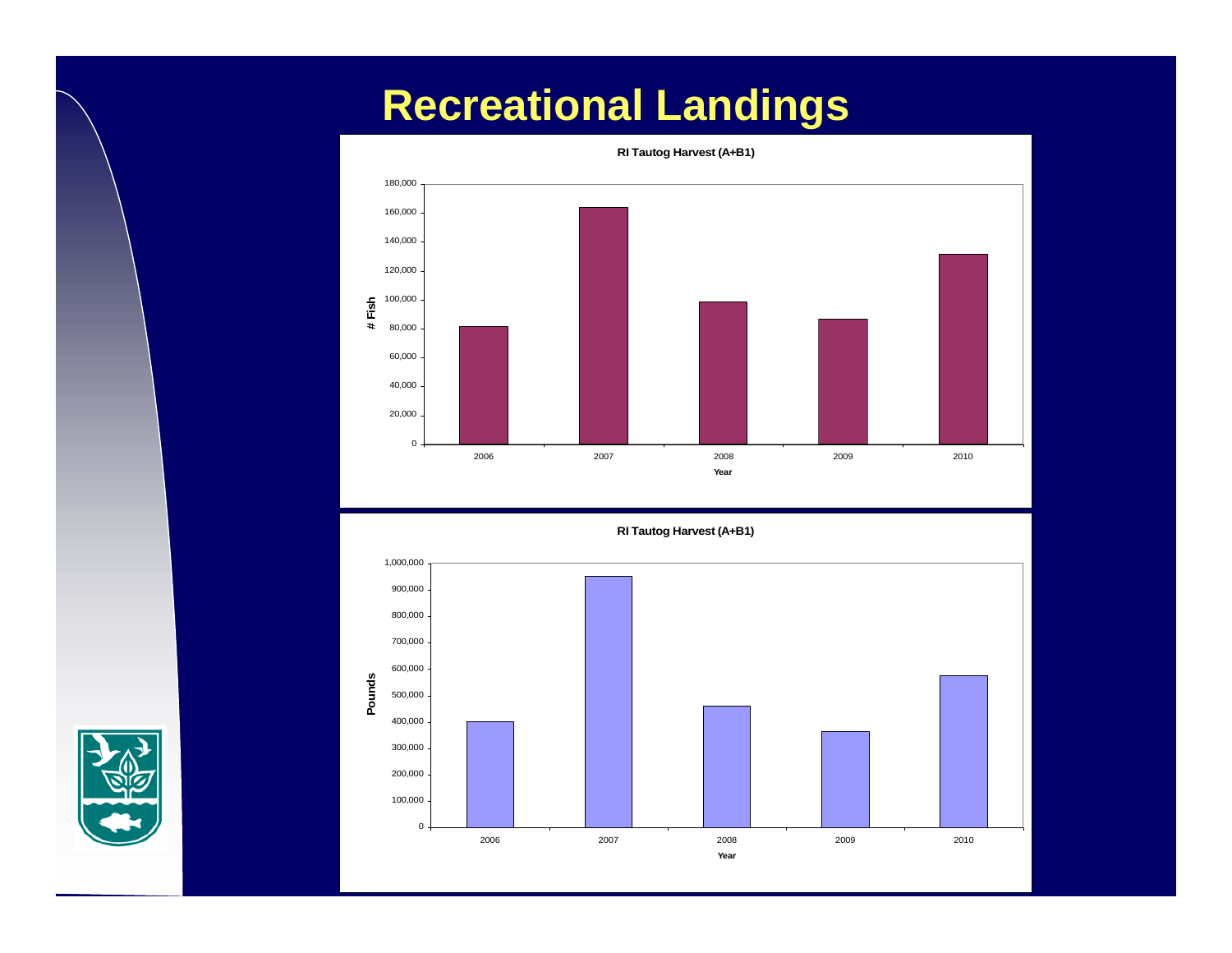# Recreational Landings

**RI Tautog Harvest (A+B1)**

# Fish by Year: 2006, 2007, 2008, 2009, 2010

**RI Tautog Harvest (A+B1)**

Pounds by Year: 2006, 2007, 2008, 2009, 2010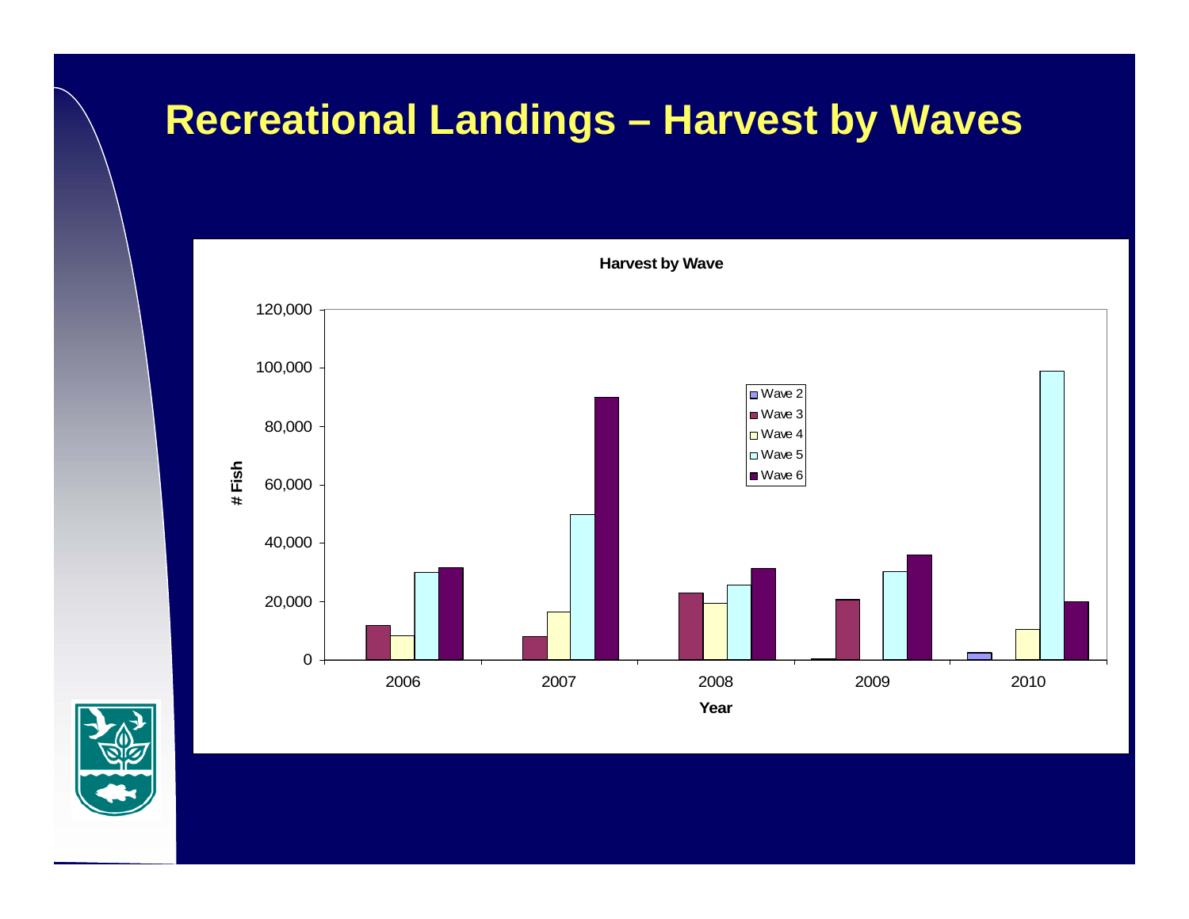# Recreational Landings – Harvest by Waves

**Harvest by Wave**

| Year | Wave 2 | Wave 3 | Wave 4 | Wave 5 | Wave 6 |
|---|---|---|---|---|---|
| 2006 | | 12,000 | 8,000 | 30,000 | 31,500 |
| 2007 | | 8,000 | 16,500 | 50,000 | 90,000 |
| 2008 | | 23,000 | 19,500 | 25,500 | 31,500 |
| 2009 | 500 | 20,500 | | 30,000 | 36,000 |
| 2010 | 2,500 | | 10,500 | 99,000 | 20,000 |

Y-axis: # Fish (0 – 120,000); X-axis: Year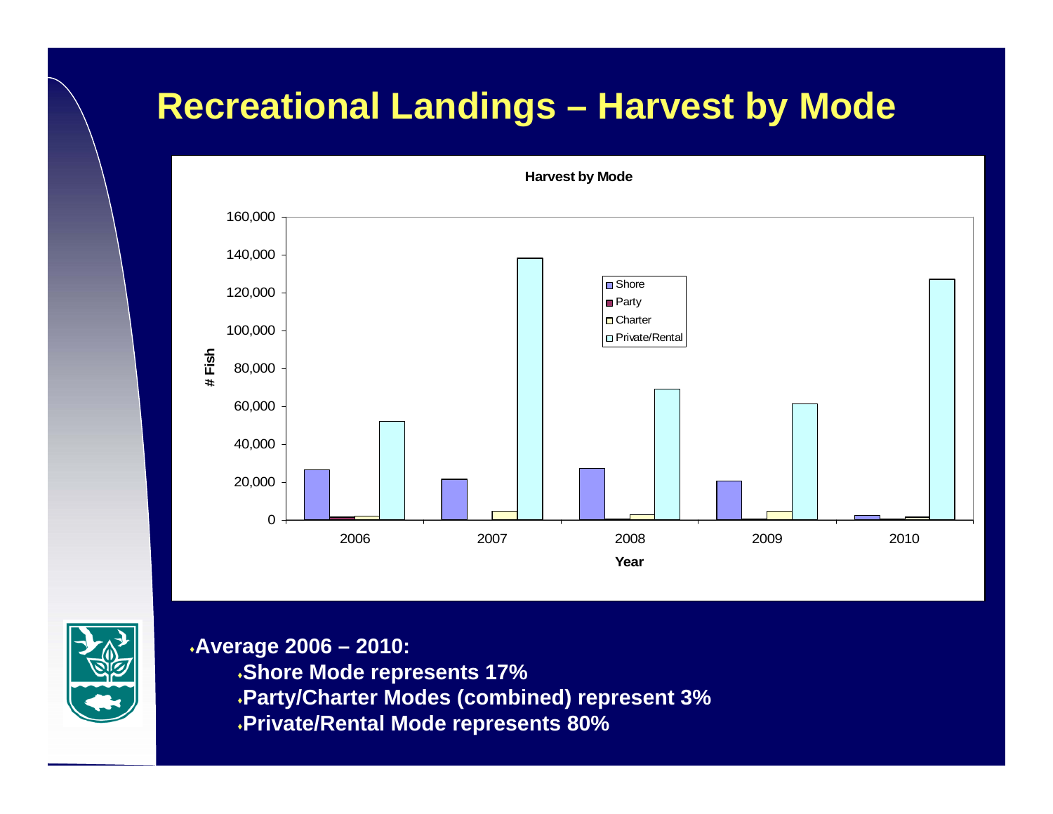# Recreational Landings – Harvest by Mode

- Average 2006 – 2010:
  - Shore Mode represents 17%
  - Party/Charter Modes (combined) represent 3%
  - Private/Rental Mode represents 80%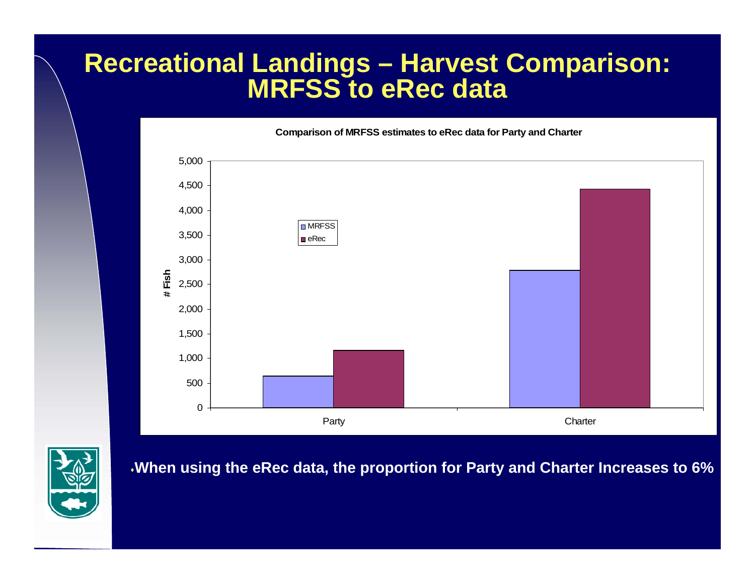# Recreational Landings – Harvest Comparison: MRFSS to eRec data

**Comparison of MRFSS estimates to eRec data for Party and Charter**

- When using the eRec data, the proportion for Party and Charter Increases to 6%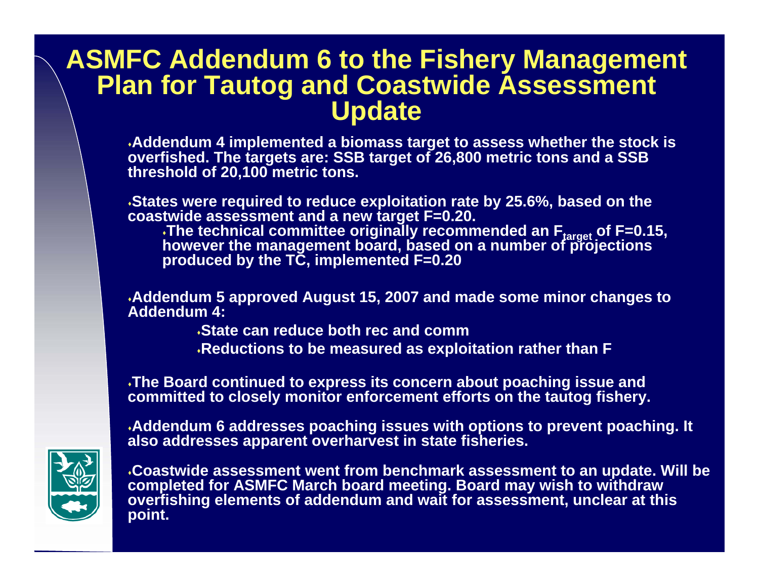# ASMFC Addendum 6 to the Fishery Management Plan for Tautog and Coastwide Assessment Update

- Addendum 4 implemented a biomass target to assess whether the stock is overfished. The targets are: SSB target of 26,800 metric tons and a SSB threshold of 20,100 metric tons.

- States were required to reduce exploitation rate by 25.6%, based on the coastwide assessment and a new target F=0.20.
    - The technical committee originally recommended an $F_{target}$ of F=0.15, however the management board, based on a number of projections produced by the TC, implemented F=0.20

- Addendum 5 approved August 15, 2007 and made some minor changes to Addendum 4:
    - State can reduce both rec and comm
    - Reductions to be measured as exploitation rather than F

- The Board continued to express its concern about poaching issue and committed to closely monitor enforcement efforts on the tautog fishery.

- Addendum 6 addresses poaching issues with options to prevent poaching. It also addresses apparent overharvest in state fisheries.

- Coastwide assessment went from benchmark assessment to an update. Will be completed for ASMFC March board meeting. Board may wish to withdraw overfishing elements of addendum and wait for assessment, unclear at this point.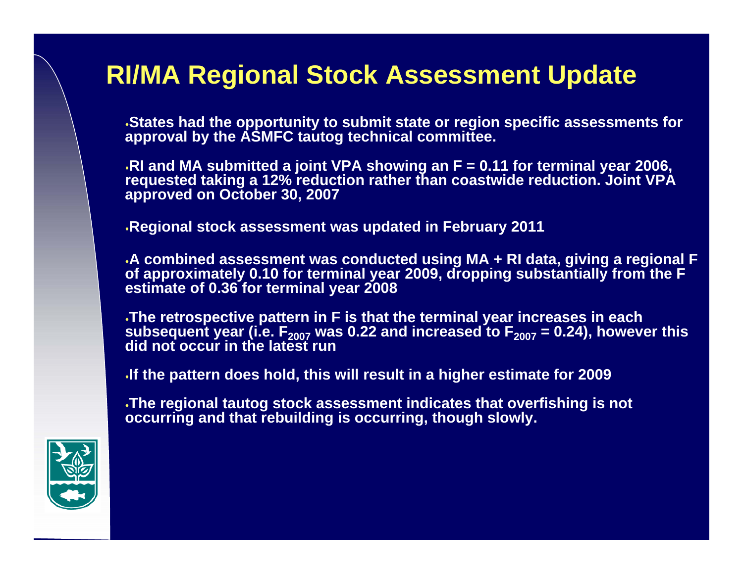# RI/MA Regional Stock Assessment Update

- States had the opportunity to submit state or region specific assessments for approval by the ASMFC tautog technical committee.
- RI and MA submitted a joint VPA showing an F = 0.11 for terminal year 2006, requested taking a 12% reduction rather than coastwide reduction. Joint VPA approved on October 30, 2007
- Regional stock assessment was updated in February 2011
- A combined assessment was conducted using MA + RI data, giving a regional F of approximately 0.10 for terminal year 2009, dropping substantially from the F estimate of 0.36 for terminal year 2008
- The retrospective pattern in F is that the terminal year increases in each subsequent year (i.e. $F_{2007}$ was 0.22 and increased to $F_{2007} = 0.24$), however this did not occur in the latest run
- If the pattern does hold, this will result in a higher estimate for 2009
- The regional tautog stock assessment indicates that overfishing is not occurring and that rebuilding is occurring, though slowly.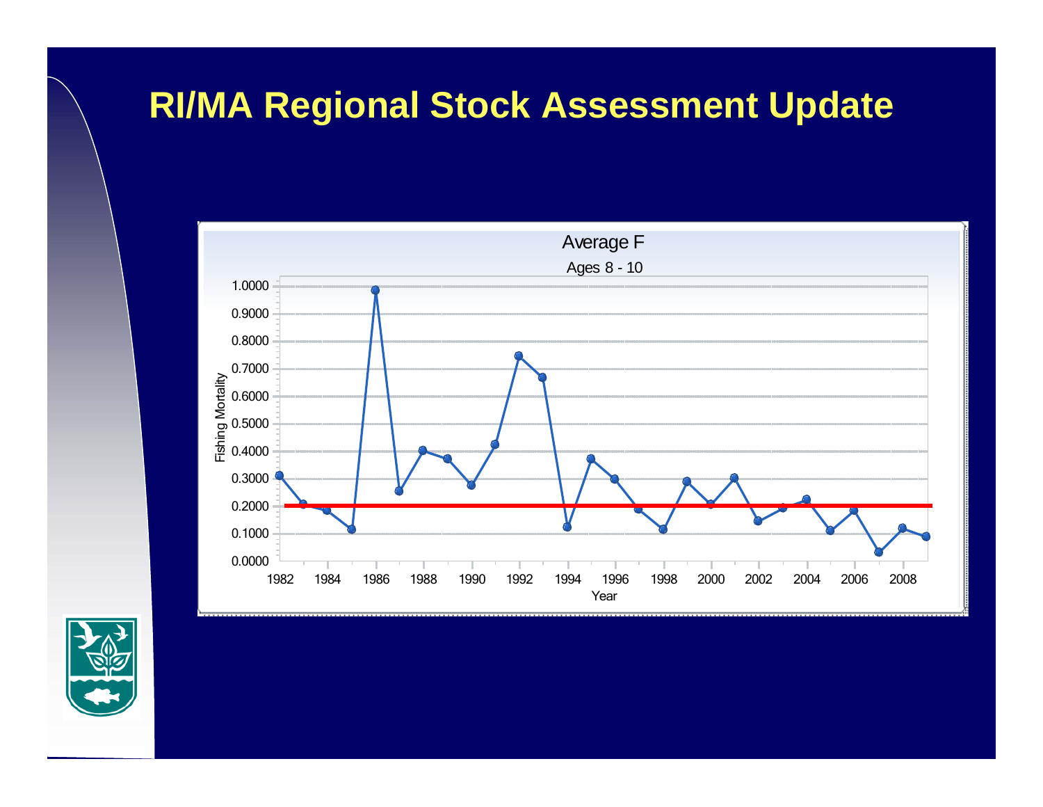# RI/MA Regional Stock Assessment Update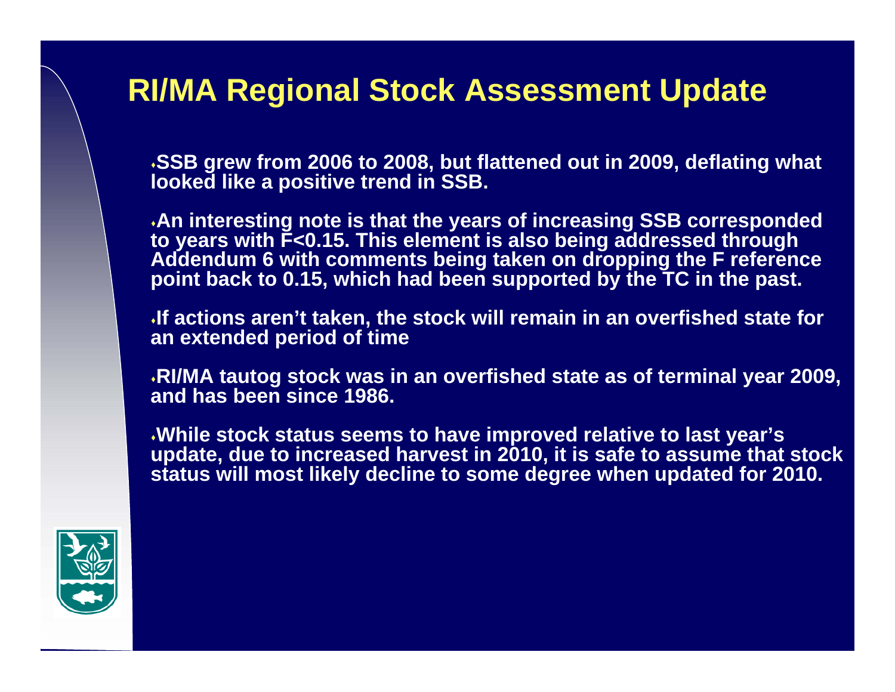# RI/MA Regional Stock Assessment Update

- **SSB grew from 2006 to 2008, but flattened out in 2009, deflating what looked like a positive trend in SSB.**
- **An interesting note is that the years of increasing SSB corresponded to years with F<0.15. This element is also being addressed through Addendum 6 with comments being taken on dropping the F reference point back to 0.15, which had been supported by the TC in the past.**
- **If actions aren't taken, the stock will remain in an overfished state for an extended period of time**
- **RI/MA tautog stock was in an overfished state as of terminal year 2009, and has been since 1986.**
- **While stock status seems to have improved relative to last year's update, due to increased harvest in 2010, it is safe to assume that stock status will most likely decline to some degree when updated for 2010.**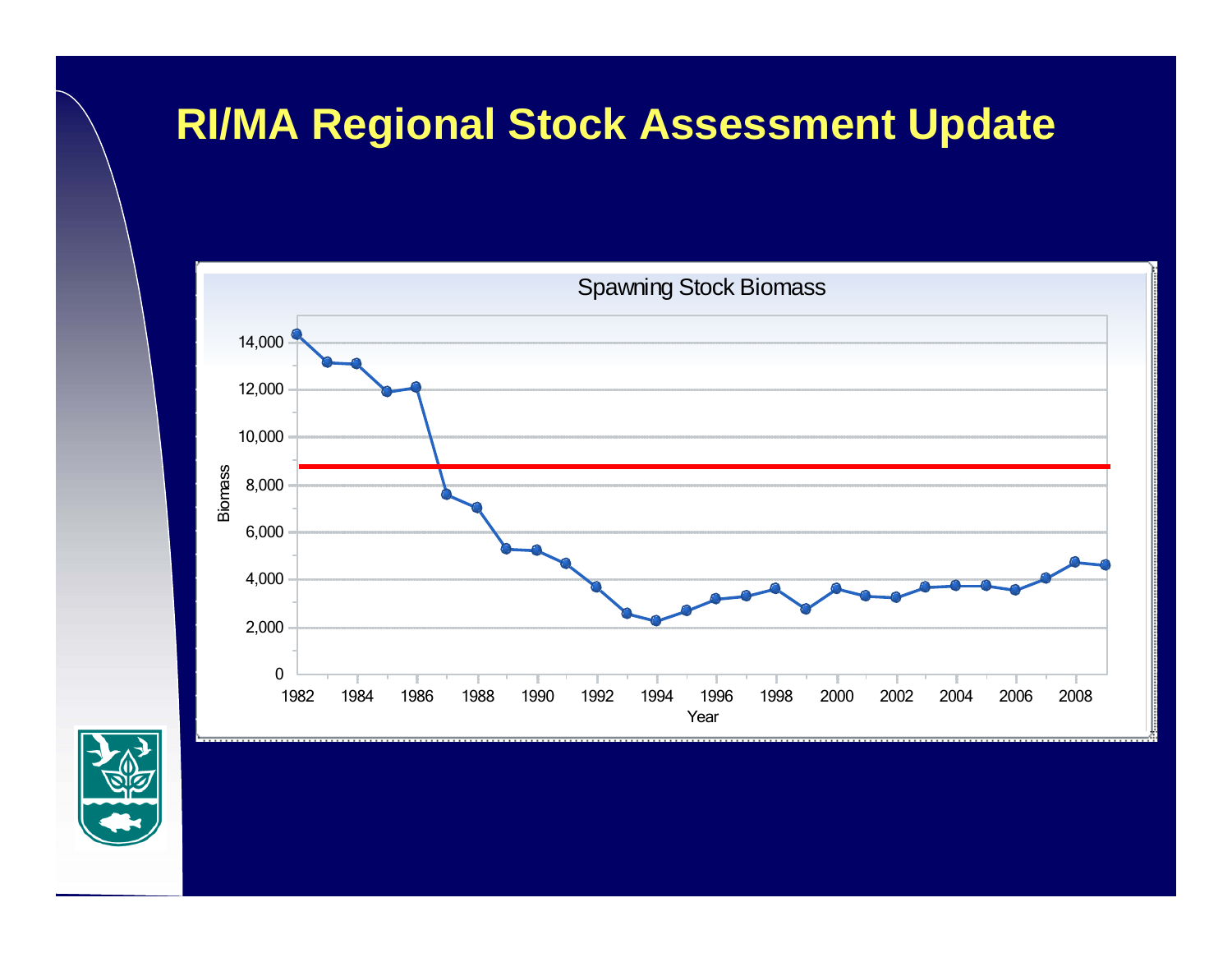# RI/MA Regional Stock Assessment Update

Spawning Stock Biomass

Biomass

0
2,000
4,000
6,000
8,000
10,000
12,000
14,000

1982 1984 1986 1988 1990 1992 1994 1996 1998 2000 2002 2004 2006 2008

Year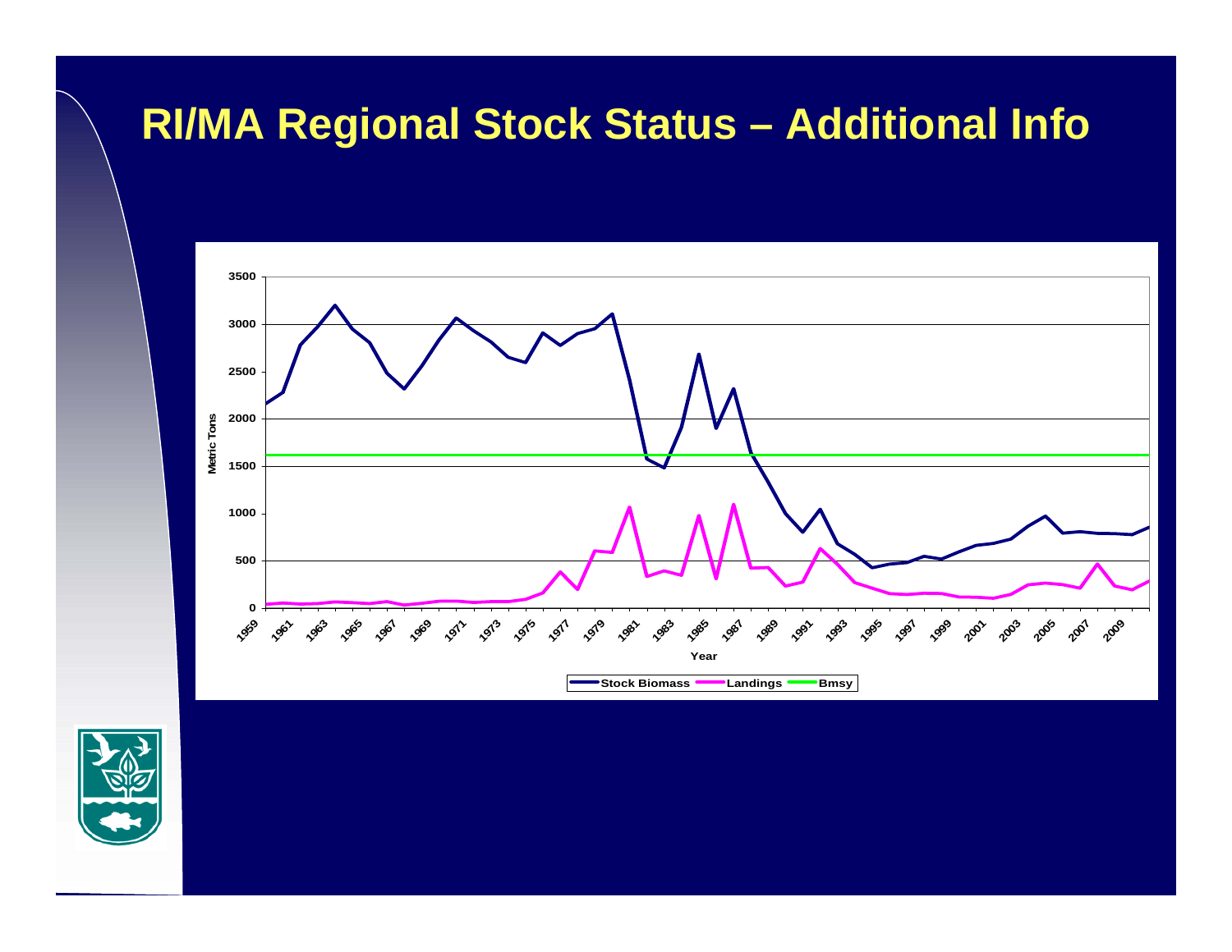# RI/MA Regional Stock Status – Additional Info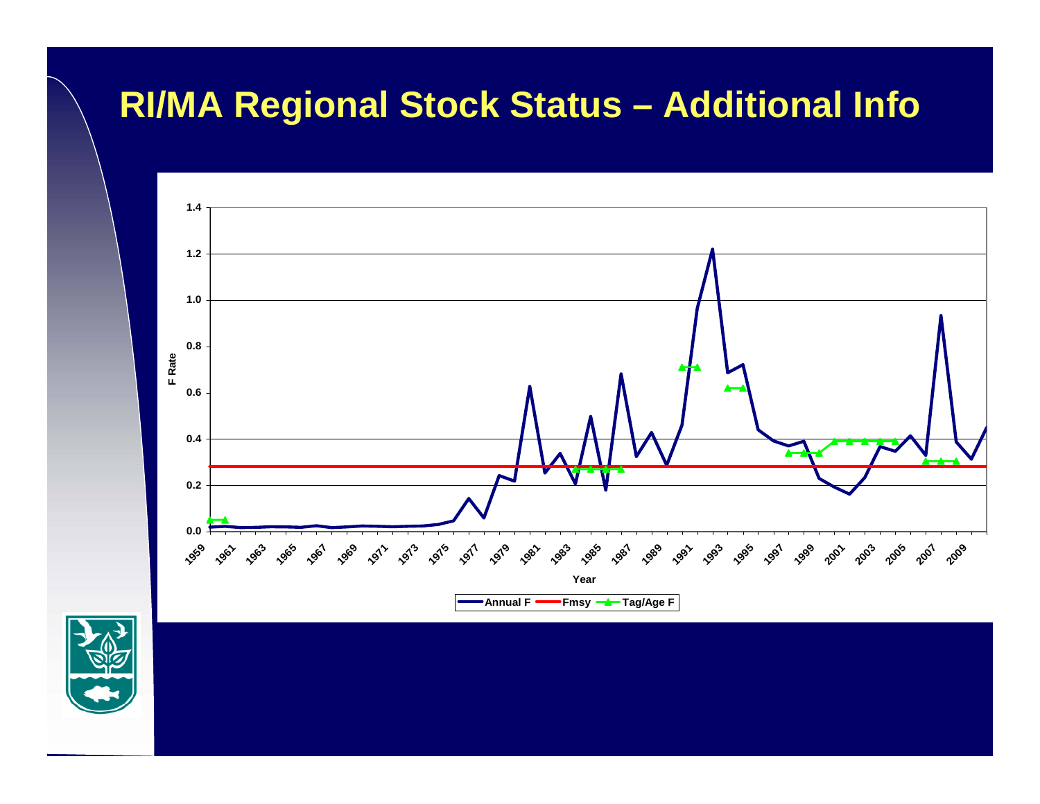# RI/MA Regional Stock Status – Additional Info

F Rate

1.4
1.2
1.0
0.8
0.6
0.4
0.2
0.0

1959 1961 1963 1965 1967 1969 1971 1973 1975 1977 1979 1981 1983 1985 1987 1989 1991 1993 1995 1997 1999 2001 2003 2005 2007 2009

Year

Annual F — Fmsy — Tag/Age F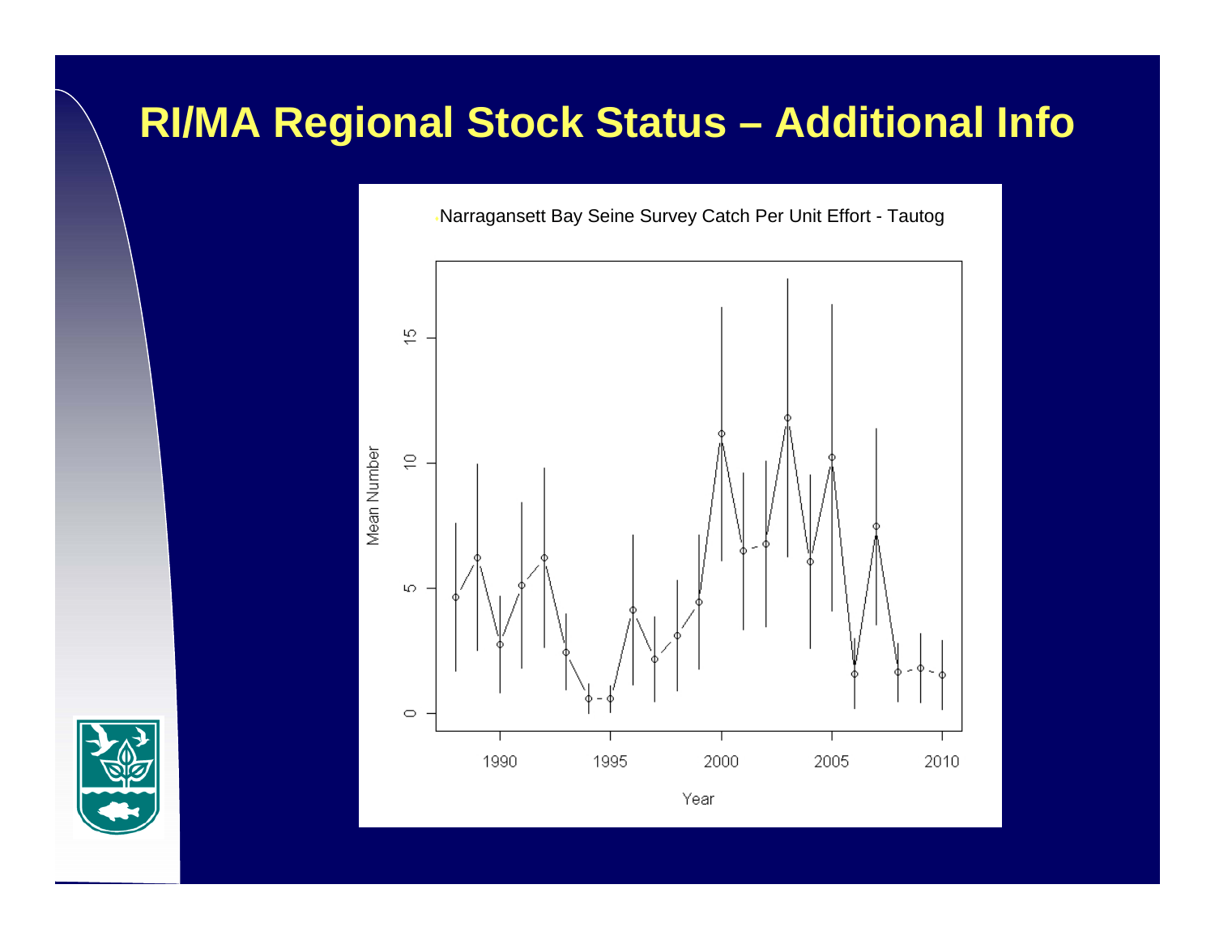# RI/MA Regional Stock Status – Additional Info

Narragansett Bay Seine Survey Catch Per Unit Effort - Tautog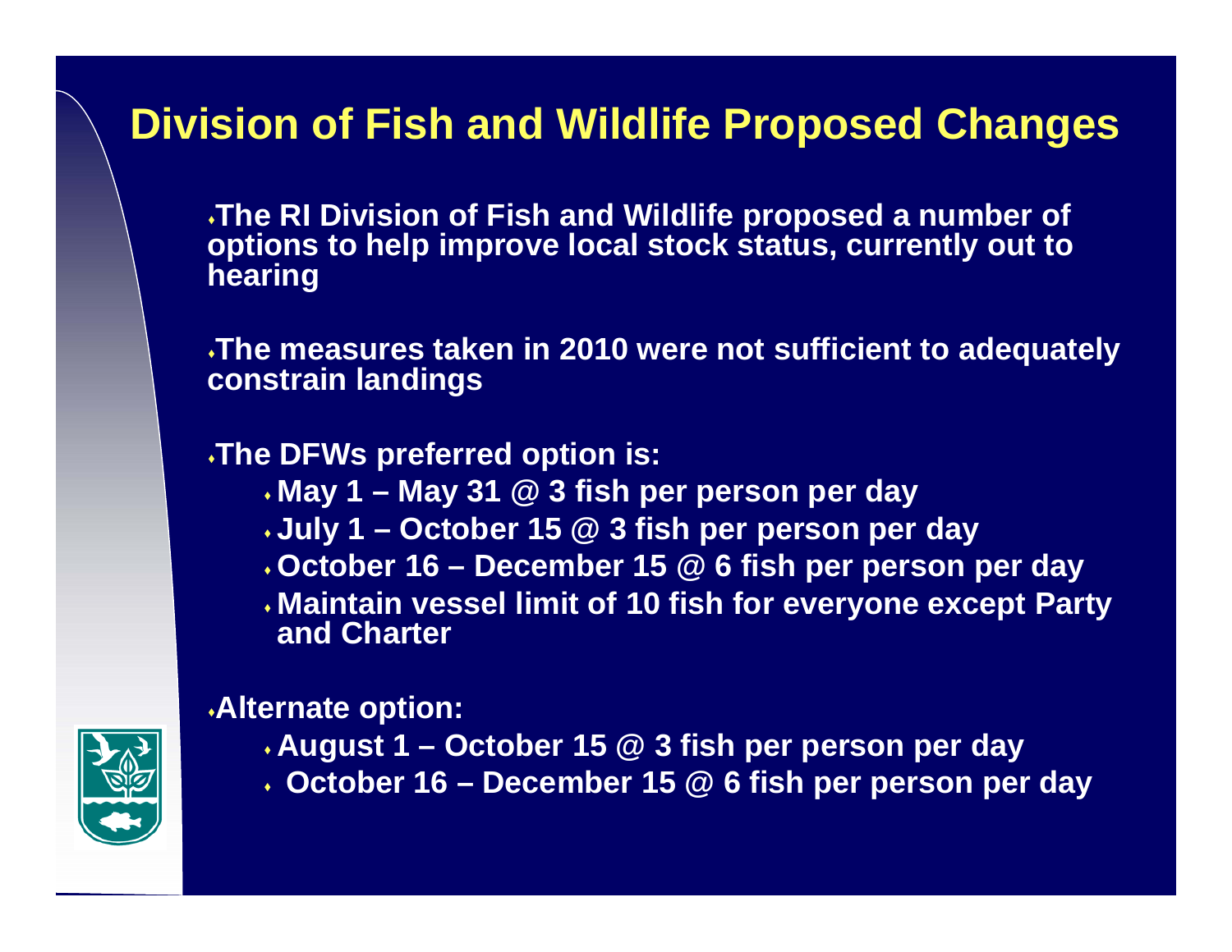# Division of Fish and Wildlife Proposed Changes

- The RI Division of Fish and Wildlife proposed a number of options to help improve local stock status, currently out to hearing

- The measures taken in 2010 were not sufficient to adequately constrain landings

- The DFWs preferred option is:
  - May 1 – May 31 @ 3 fish per person per day
  - July 1 – October 15 @ 3 fish per person per day
  - October 16 – December 15 @ 6 fish per person per day
  - Maintain vessel limit of 10 fish for everyone except Party and Charter

- Alternate option:
  - August 1 – October 15 @ 3 fish per person per day
  - October 16 – December 15 @ 6 fish per person per day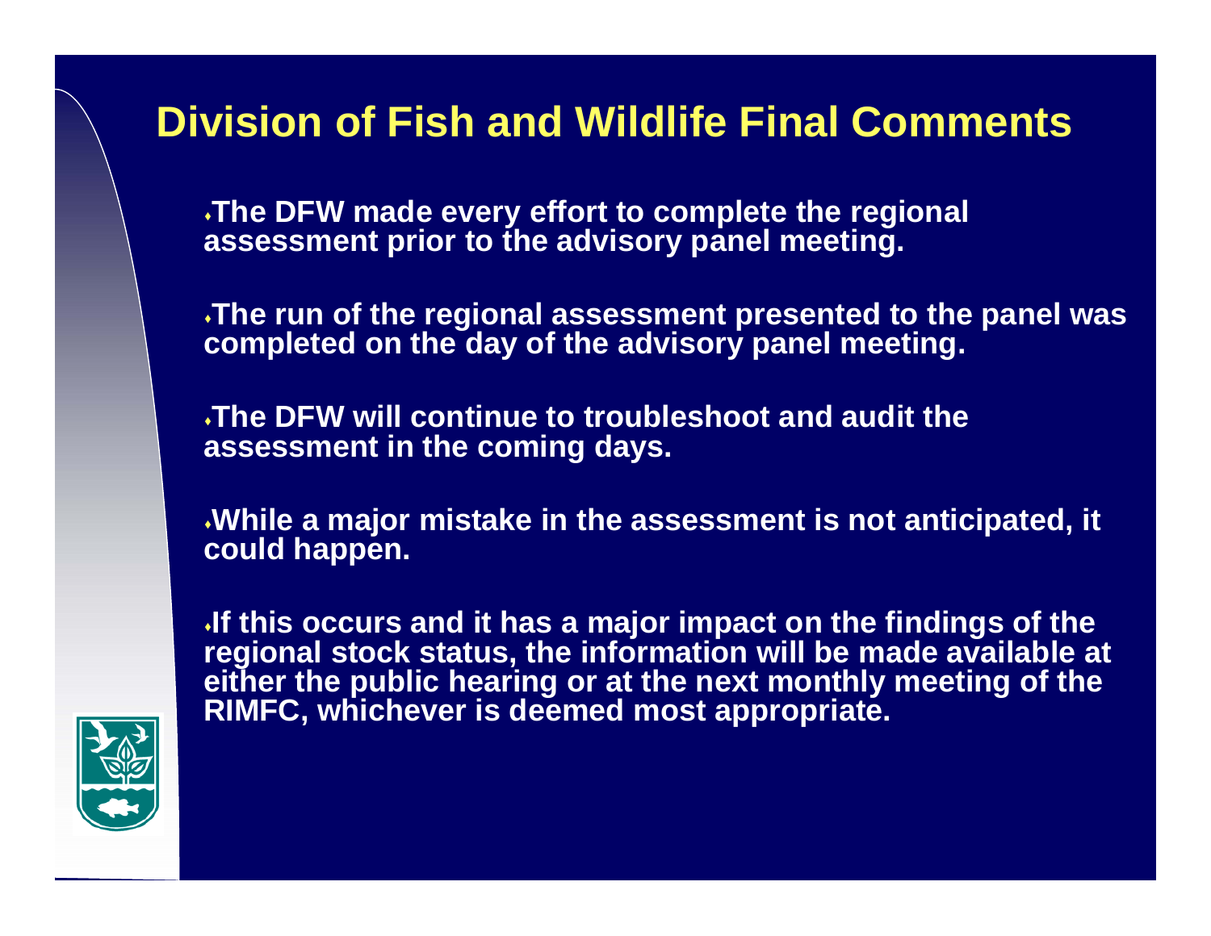# Division of Fish and Wildlife Final Comments

- **The DFW made every effort to complete the regional assessment prior to the advisory panel meeting.**
- **The run of the regional assessment presented to the panel was completed on the day of the advisory panel meeting.**
- **The DFW will continue to troubleshoot and audit the assessment in the coming days.**
- **While a major mistake in the assessment is not anticipated, it could happen.**
- **If this occurs and it has a major impact on the findings of the regional stock status, the information will be made available at either the public hearing or at the next monthly meeting of the RIMFC, whichever is deemed most appropriate.**